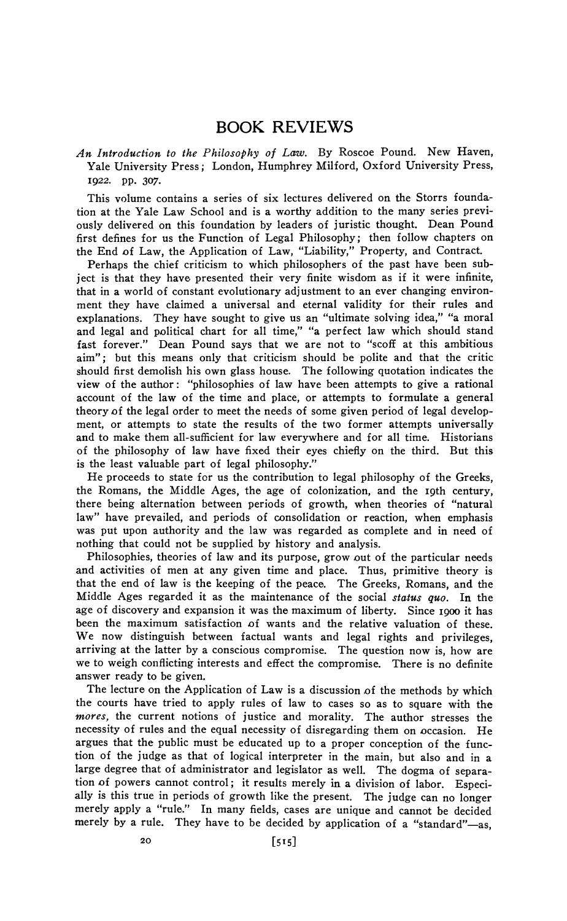# BOOK REVIEWS

*An Introduction to the Philosophy of Law.* By Roscoe Pound. New Haven, Yale University Press; London, Humphrey Milford, Oxford University Press, 1922. pp. 307.

This volume contains a series of six lectures delivered on the Storrs foundation at the Yale Law School and is a worthy addition to the many series previously delivered on this foundation by leaders of juristic thought. Dean Pound first defines for us the Function of Legal Philosophy; then follow chapters on the End of Law, the Application of Law, "Liability," Property, and Contract.

Perhaps the chief criticism to which philosophers of the past have been subject is that they have presented their very finite wisdom as if it were infinite, that in a world of constant evolutionary adjustment to an ever changing environment they have claimed a universal and eternal validity for their rules and explanations. They have sought to give us an "ultimate solving idea," "a moral and legal and political chart for all time," "a perfect law which should stand fast forever." Dean Pound says that we are not to "scoff at this ambitious aim"; but this means only that criticism should be polite and that the critic should first demolish his own glass house. The following quotation indicates the view of the author: "philosophies of law have been attempts to give a rational account of the law of the time and place, or attempts to formulate a general theory of the legal order to meet the needs of some given period of legal development, or attempts to state the results of the two former attempts universally and to make them all-sufficient for law everywhere and for all time. Historians of the philosophy of law have fixed their eyes chiefly on the third. But this is the least valuable part of legal philosophy."

He proceeds to state for us the contribution to legal philosophy of the Greeks, the Romans, the Middle Ages, the age of colonization, and the 19th century, there being alternation between periods of growth, when theories of "natural law" have prevailed, and periods of consolidation or reaction, when emphasis was put upon authority and the law was regarded as complete and in need of nothing that could not be supplied by history and analysis.

Philosophies, theories of law and its purpose, grow out of the particular needs and activities of men at any given time and place. Thus, primitive theory is that the end of law is the keeping of the peace. The Greeks, Romans, and the Middle Ages regarded it as the maintenance of the social *status quo*. In the age of discovery and expansion it was the maximum of liberty. Since 1900 it has been the maximum satisfaction of wants and the relative valuation of these. We now distinguish between factual wants and legal rights and privileges, arriving at the latter by a conscious compromise. The question now is, how are we to weigh conflicting interests and effect the compromise. There is no definite answer ready to be given.

The lecture on the Application of Law is a discussion of the methods by which the courts have tried to apply rules of law to cases so as to square with the *mores*, the current notions of justice and morality. The author stresses the necessity of rules and the equal necessity of disregarding them on occasion. He argues that the public must be educated up to a proper conception of the function of the judge as that of logical interpreter in the main, but also and in a large degree that of administrator and legislator as well. The dogma of separation of powers cannot control; it results merely in a division of labor. Especially is this true in periods of growth like the present. The judge can no longer merely apply a "rule." In many fields, cases are unique and cannot be decided merely by a rule. They have to be decided by application of a "standard"—as,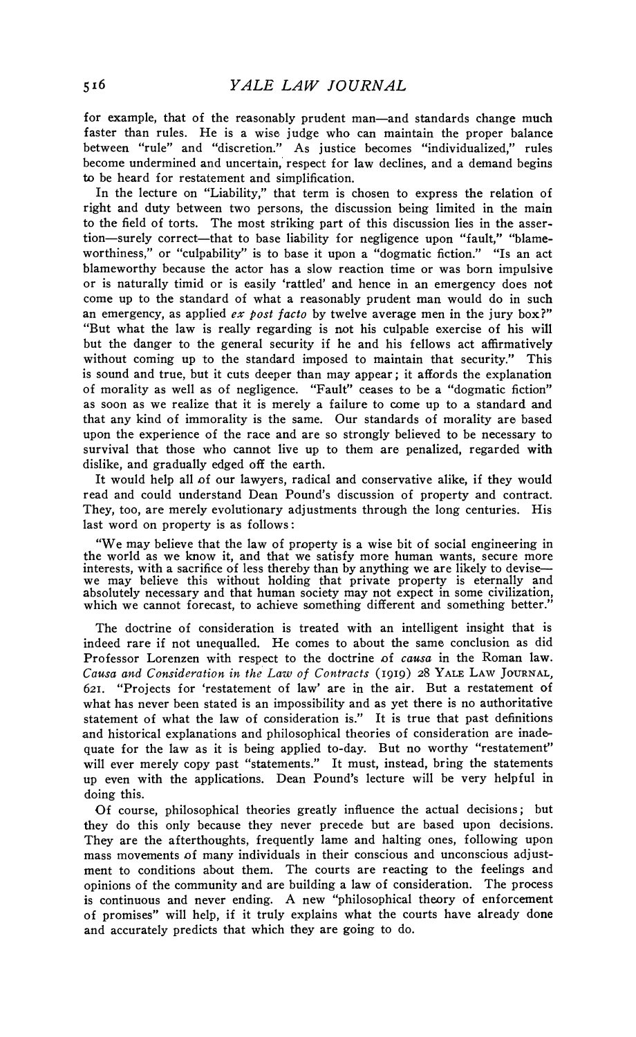for example, that of the reasonably prudent man—and standards change much faster than rules. He is a wise judge who can maintain the proper balance between "rule" and "discretion." As justice becomes "individualized," rules become undermined and uncertain, respect for law declines, and a demand begins to be heard for restatement and simplification.

In the lecture on "Liability," that term is chosen to express the relation of right and duty between two persons, the discussion being limited in the main to the field of torts. The most striking part of this discussion lies in the assertion—surely correct—that to base liability for negligence upon "fault," "blameworthiness," or "culpability" is to base it upon a "dogmatic fiction." "Is an act blameworthy because the actor has a slow reaction time or was born impulsive or is naturally timid or is easily 'rattled' and hence in an emergency does not come up to the standard of what a reasonably prudent man would do in such an emergency, as applied *ex post facto* by twelve average men in the jury box?" "But what the law is really regarding is not his culpable exercise of his will but the danger to the general security if he and his fellows act affirmatively without coming up to the standard imposed to maintain that security." This is sound and true, but it cuts deeper than may appear; it affords the explanation of morality as well as of negligence. "Fault" ceases to be a "dogmatic fiction" as soon as we realize that it is merely a failure to come up to a standard and that any kind of immorality is the same. Our standards of morality are based upon the experience of the race and are so strongly believed to be necessary to survival that those who cannot live up to them are penalized, regarded with dislike, and gradually edged off the earth.

It would help all of our lawyers, radical and conservative alike, if they would read and could understand Dean Pound's discussion of property and contract. They, too, are merely evolutionary adjustments through the long centuries. His last word on property is as follows:

> "We may believe that the law of property is a wise bit of social engineering in the world as we know it, and that we satisfy more human wants, secure more interests, with a sacrifice of less thereby than by anything we are likely to devise—we may believe this without holding that private property is eternally and absolutely necessary and that human society may not expect in some civilization, which we cannot forecast, to achieve something different and something better."

The doctrine of consideration is treated with an intelligent insight that is indeed rare if not unequalled. He comes to about the same conclusion as did Professor Lorenzen with respect to the doctrine of *causa* in the Roman law. *Causa and Consideration in the Law of Contracts* (1919) 28 YALE LAW JOURNAL, 621. "Projects for 'restatement of law' are in the air. But a restatement of what has never been stated is an impossibility and as yet there is no authoritative statement of what the law of consideration is." It is true that past definitions and historical explanations and philosophical theories of consideration are inadequate for the law as it is being applied to-day. But no worthy "restatement" will ever merely copy past "statements." It must, instead, bring the statements up even with the applications. Dean Pound's lecture will be very helpful in doing this.

Of course, philosophical theories greatly influence the actual decisions; but they do this only because they never precede but are based upon decisions. They are the afterthoughts, frequently lame and halting ones, following upon mass movements of many individuals in their conscious and unconscious adjustment to conditions about them. The courts are reacting to the feelings and opinions of the community and are building a law of consideration. The process is continuous and never ending. A new "philosophical theory of enforcement of promises" will help, if it truly explains what the courts have already done and accurately predicts that which they are going to do.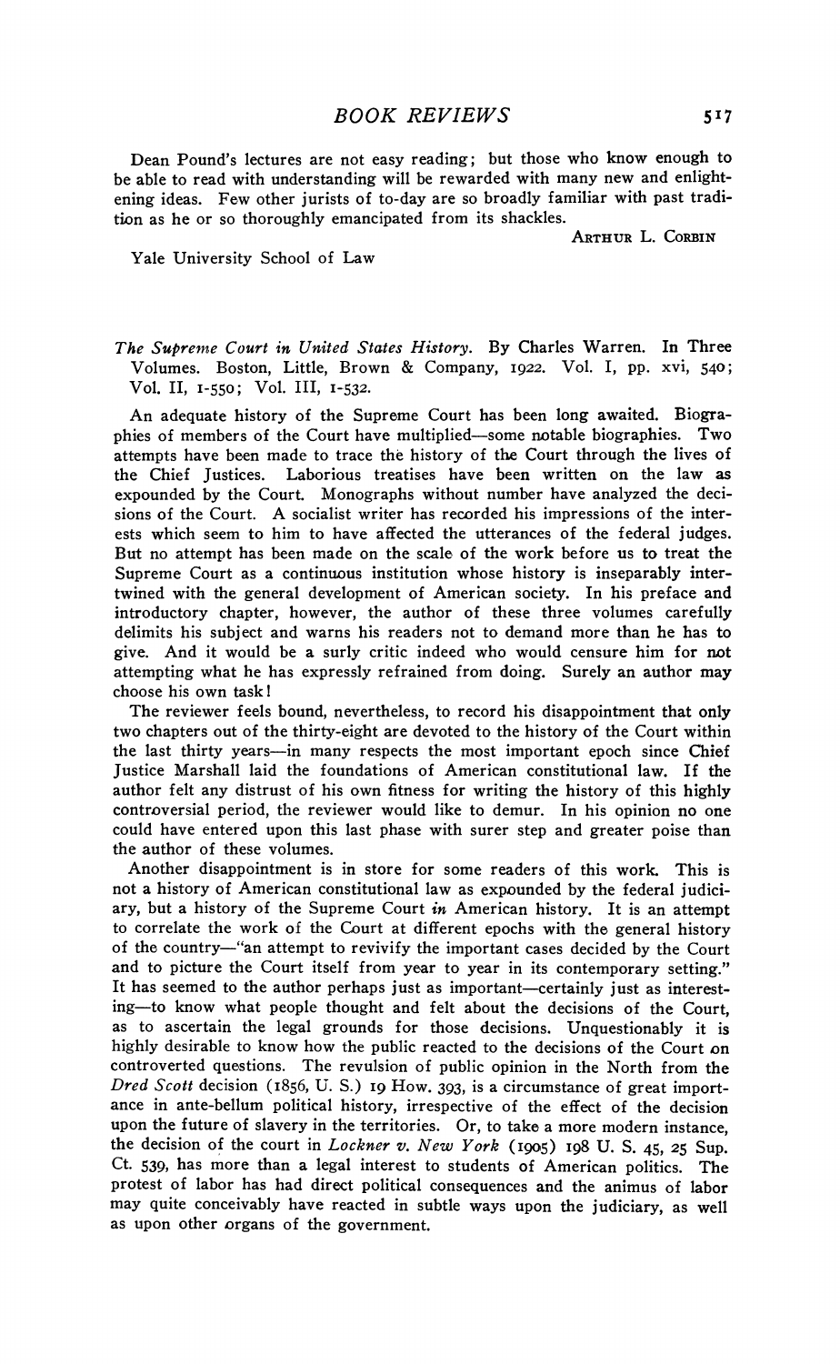Dean Pound's lectures are not easy reading; but those who know enough to be able to read with understanding will be rewarded with many new and enlightening ideas. Few other jurists of to-day are so broadly familiar with past tradition as he or so thoroughly emancipated from its shackles.

ARTHUR L. CORBIN

Yale University School of Law

*The Supreme Court in United States History.* By Charles Warren. In Three Volumes. Boston, Little, Brown & Company, 1922. Vol. I, pp. xvi, 540; Vol. II, 1-550; Vol. III, 1-532.

An adequate history of the Supreme Court has been long awaited. Biographies of members of the Court have multiplied—some notable biographies. Two attempts have been made to trace the history of the Court through the lives of the Chief Justices. Laborious treatises have been written on the law as expounded by the Court. Monographs without number have analyzed the decisions of the Court. A socialist writer has recorded his impressions of the interests which seem to him to have affected the utterances of the federal judges. But no attempt has been made on the scale of the work before us to treat the Supreme Court as a continuous institution whose history is inseparably intertwined with the general development of American society. In his preface and introductory chapter, however, the author of these three volumes carefully delimits his subject and warns his readers not to demand more than he has to give. And it would be a surly critic indeed who would censure him for not attempting what he has expressly refrained from doing. Surely an author may choose his own task!

The reviewer feels bound, nevertheless, to record his disappointment that only two chapters out of the thirty-eight are devoted to the history of the Court within the last thirty years—in many respects the most important epoch since Chief Justice Marshall laid the foundations of American constitutional law. If the author felt any distrust of his own fitness for writing the history of this highly controversial period, the reviewer would like to demur. In his opinion no one could have entered upon this last phase with surer step and greater poise than the author of these volumes.

Another disappointment is in store for some readers of this work. This is not a history of American constitutional law as expounded by the federal judiciary, but a history of the Supreme Court *in* American history. It is an attempt to correlate the work of the Court at different epochs with the general history of the country—"an attempt to revivify the important cases decided by the Court and to picture the Court itself from year to year in its contemporary setting." It has seemed to the author perhaps just as important—certainly just as interesting—to know what people thought and felt about the decisions of the Court, as to ascertain the legal grounds for those decisions. Unquestionably it is highly desirable to know how the public reacted to the decisions of the Court on controverted questions. The revulsion of public opinion in the North from the *Dred Scott* decision (1856, U. S.) 19 How. 393, is a circumstance of great importance in ante-bellum political history, irrespective of the effect of the decision upon the future of slavery in the territories. Or, to take a more modern instance, the decision of the court in *Lockner v. New York* (1905) 198 U. S. 45, 25 Sup. Ct. 539, has more than a legal interest to students of American politics. The protest of labor has had direct political consequences and the animus of labor may quite conceivably have reacted in subtle ways upon the judiciary, as well as upon other organs of the government.